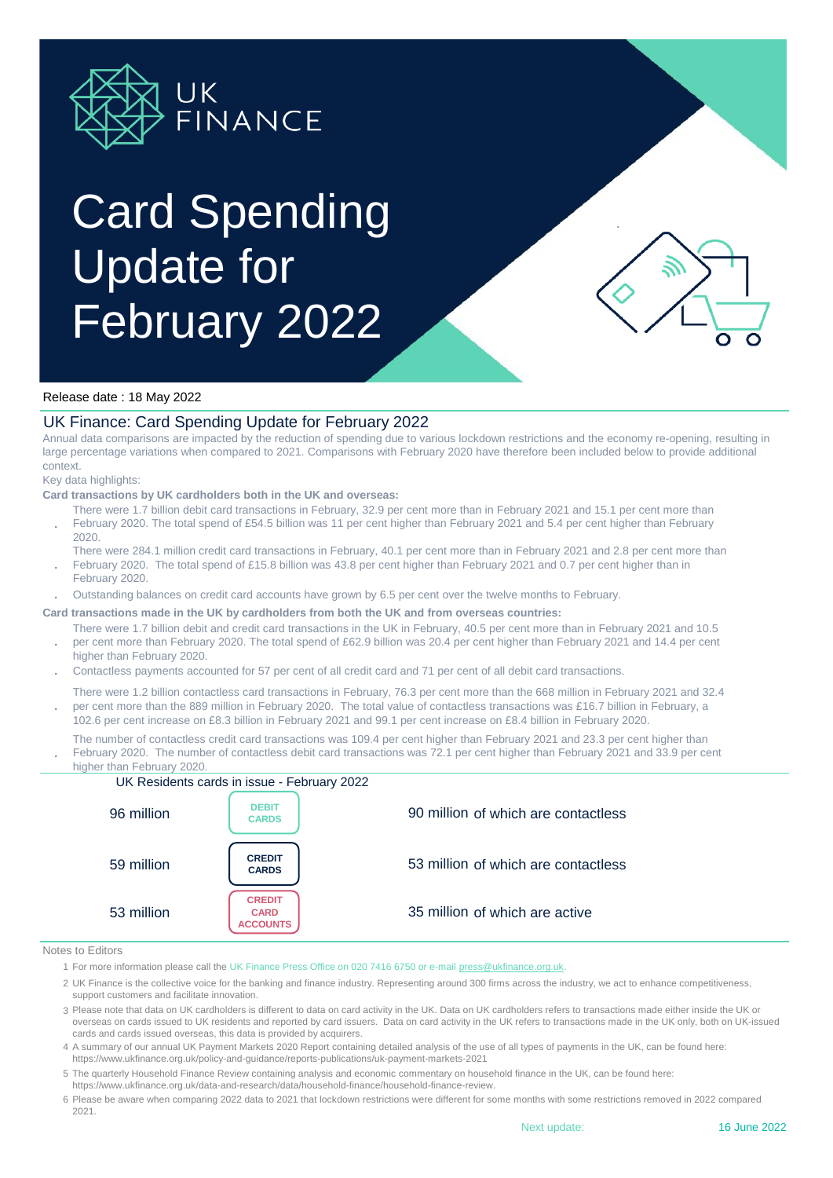UK FINANCE

# Card Spending Update for February 2022

Release date : 18 May 2022

## UK Finance: Card Spending Update for February 2022

Annual data comparisons are impacted by the reduction of spending due to various lockdown restrictions and the economy re-opening, resulting in large percentage variations when compared to 2021. Comparisons with February 2020 have therefore been included below to provide additional context.

Key data highlights:

**Card transactions by UK cardholders both in the UK and overseas:**

- There were 1.7 billion debit card transactions in February, 32.9 per cent more than in February 2021 and 15.1 per cent more than February 2020. The total spend of £54.5 billion was 11 per cent higher than February 2021 and 5.4 per cent higher than February 2020.
- There were 284.1 million credit card transactions in February, 40.1 per cent more than in February 2021 and 2.8 per cent more than February 2020. The total spend of £15.8 billion was 43.8 per cent higher than February 2021 and 0.7 per cent higher than in February 2020.
- Outstanding balances on credit card accounts have grown by 6.5 per cent over the twelve months to February.

**Card transactions made in the UK by cardholders from both the UK and from overseas countries:**

- There were 1.7 billion debit and credit card transactions in the UK in February, 40.5 per cent more than in February 2021 and 10.5 per cent more than February 2020. The total spend of £62.9 billion was 20.4 per cent higher than February 2021 and 14.4 per cent higher than February 2020.
- Contactless payments accounted for 57 per cent of all credit card and 71 per cent of all debit card transactions.
- There were 1.2 billion contactless card transactions in February, 76.3 per cent more than the 668 million in February 2021 and 32.4 per cent more than the 889 million in February 2020. The total value of contactless transactions was £16.7 billion in February, a 102.6 per cent increase on £8.3 billion in February 2021 and 99.1 per cent increase on £8.4 billion in February 2020.
- The number of contactless credit card transactions was 109.4 per cent higher than February 2021 and 23.3 per cent higher than February 2020. The number of contactless debit card transactions was 72.1 per cent higher than February 2021 and 33.9 per cent higher than February 2020.

### UK Residents cards in issue - February 2022

| | | |
|---|---|---|
| 96 million | DEBIT CARDS | 90 million of which are contactless |
| 59 million | CREDIT CARDS | 53 million of which are contactless |
| 53 million | CREDIT CARD ACCOUNTS | 35 million of which are active |

Notes to Editors

1. For more information please call the UK Finance Press Office on 020 7416 6750 or e-mail press@ukfinance.org.uk.
2. UK Finance is the collective voice for the banking and finance industry. Representing around 300 firms across the industry, we act to enhance competitiveness, support customers and facilitate innovation.
3. Please note that data on UK cardholders is different to data on card activity in the UK. Data on UK cardholders refers to transactions made either inside the UK or overseas on cards issued to UK residents and reported by card issuers. Data on card activity in the UK refers to transactions made in the UK only, both on UK-issued cards and cards issued overseas, this data is provided by acquirers.
4. A summary of our annual UK Payment Markets 2020 Report containing detailed analysis of the use of all types of payments in the UK, can be found here: https://www.ukfinance.org.uk/policy-and-guidance/reports-publications/uk-payment-markets-2021
5. The quarterly Household Finance Review containing analysis and economic commentary on household finance in the UK, can be found here: https://www.ukfinance.org.uk/data-and-research/data/household-finance/household-finance-review.
6. Please be aware when comparing 2022 data to 2021 that lockdown restrictions were different for some months with some restrictions removed in 2022 compared 2021.

Next update: 16 June 2022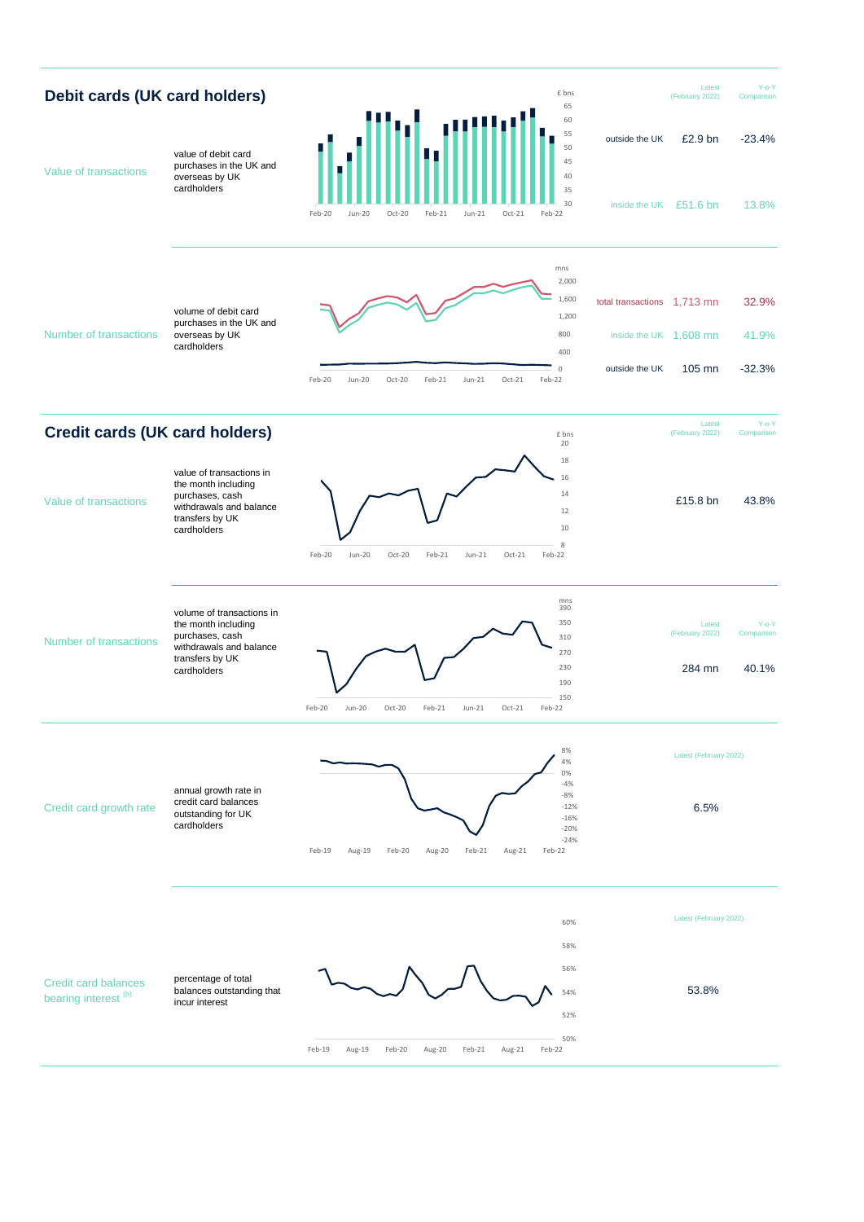## Debit cards (UK card holders)

| | | Latest (February 2022) | Y-o-Y Comparison |
|---|---|---|---|
| **Value of transactions** – value of debit card purchases in the UK and overseas by UK cardholders | outside the UK | £2.9 bn | -23.4% |
| | inside the UK | £51.6 bn | 13.8% |
| **Number of transactions** – volume of debit card purchases in the UK and overseas by UK cardholders | total transactions | 1,713 mn | 32.9% |
| | inside the UK | 1,608 mn | 41.9% |
| | outside the UK | 105 mn | -32.3% |

## Credit cards (UK card holders)

| | Latest (February 2022) | Y-o-Y Comparison |
|---|---|---|
| **Value of transactions** – value of transactions in the month including purchases, cash withdrawals and balance transfers by UK cardholders | £15.8 bn | 43.8% |
| **Number of transactions** – volume of transactions in the month including purchases, cash withdrawals and balance transfers by UK cardholders | 284 mn | 40.1% |

| | Latest (February 2022) |
|---|---|
| **Credit card growth rate** – annual growth rate in credit card balances outstanding for UK cardholders | 6.5% |
| **Credit card balances bearing interest** [(b)] – percentage of total balances outstanding that incur interest | 53.8% |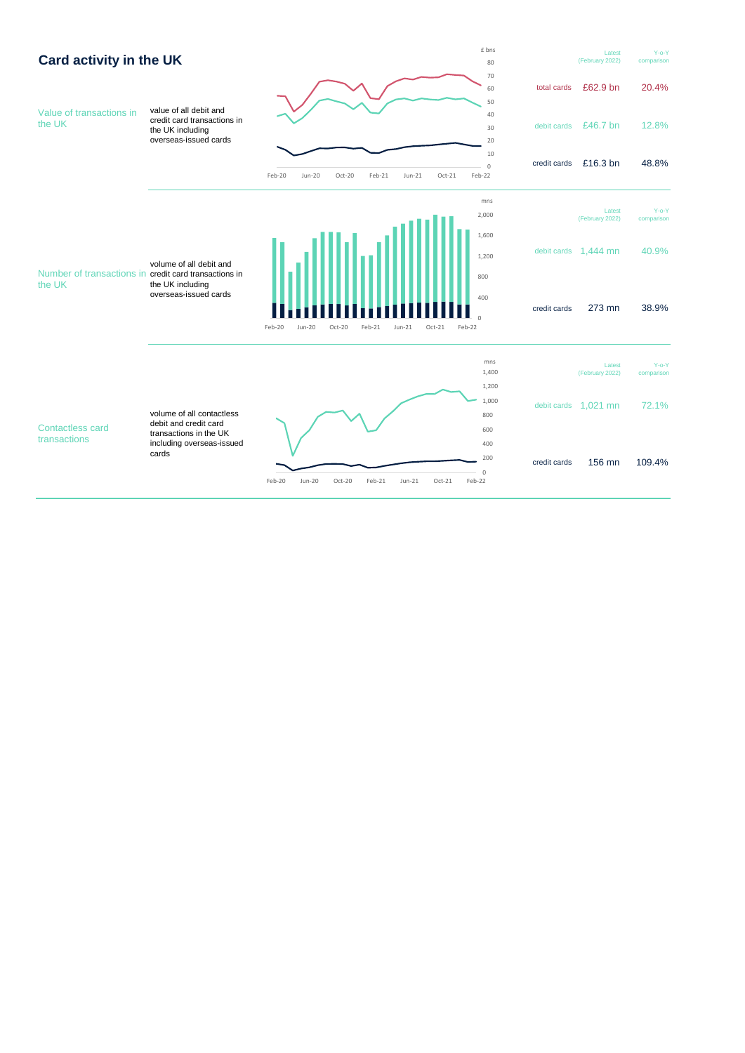## Card activity in the UK

| | | | Latest (February 2022) | Y-o-Y comparison |
|---|---|---|---|---|
| **Value of transactions in the UK** | value of all debit and credit card transactions in the UK including overseas-issued cards | total cards | £62.9 bn | 20.4% |
| | | debit cards | £46.7 bn | 12.8% |
| | | credit cards | £16.3 bn | 48.8% |
| **Number of transactions in the UK** | volume of all debit and credit card transactions in the UK including overseas-issued cards | debit cards | 1,444 mn | 40.9% |
| | | credit cards | 273 mn | 38.9% |
| **Contactless card transactions** | volume of all contactless debit and credit card transactions in the UK including overseas-issued cards | debit cards | 1,021 mn | 72.1% |
| | | credit cards | 156 mn | 109.4% |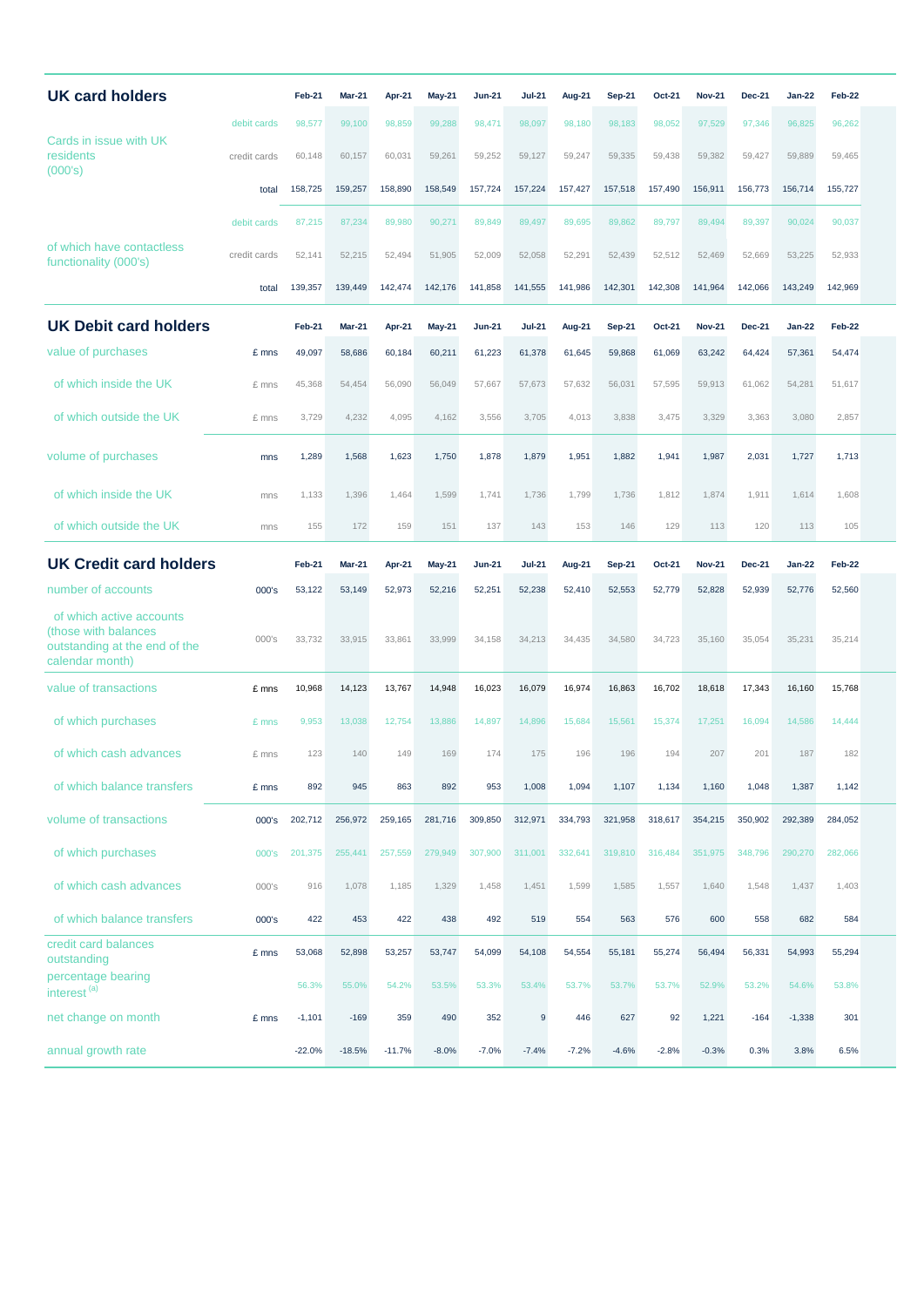## UK card holders

| | | Feb-21 | Mar-21 | Apr-21 | May-21 | Jun-21 | Jul-21 | Aug-21 | Sep-21 | Oct-21 | Nov-21 | Dec-21 | Jan-22 | Feb-22 |
|---|---|---|---|---|---|---|---|---|---|---|---|---|---|---|
| Cards in issue with UK residents (000's) | debit cards | 98,577 | 99,100 | 98,859 | 99,288 | 98,471 | 98,097 | 98,180 | 98,183 | 98,052 | 97,529 | 97,346 | 96,825 | 96,262 |
| | credit cards | 60,148 | 60,157 | 60,031 | 59,261 | 59,252 | 59,127 | 59,247 | 59,335 | 59,438 | 59,382 | 59,427 | 59,889 | 59,465 |
| | total | 158,725 | 159,257 | 158,890 | 158,549 | 157,724 | 157,224 | 157,427 | 157,518 | 157,490 | 156,911 | 156,773 | 156,714 | 155,727 |
| of which have contactless functionality (000's) | debit cards | 87,215 | 87,234 | 89,980 | 90,271 | 89,849 | 89,497 | 89,695 | 89,862 | 89,797 | 89,494 | 89,397 | 90,024 | 90,037 |
| | credit cards | 52,141 | 52,215 | 52,494 | 51,905 | 52,009 | 52,058 | 52,291 | 52,439 | 52,512 | 52,469 | 52,669 | 53,225 | 52,933 |
| | total | 139,357 | 139,449 | 142,474 | 142,176 | 141,858 | 141,555 | 141,986 | 142,301 | 142,308 | 141,964 | 142,066 | 143,249 | 142,969 |

## UK Debit card holders

| | | Feb-21 | Mar-21 | Apr-21 | May-21 | Jun-21 | Jul-21 | Aug-21 | Sep-21 | Oct-21 | Nov-21 | Dec-21 | Jan-22 | Feb-22 |
|---|---|---|---|---|---|---|---|---|---|---|---|---|---|---|
| value of purchases | £ mns | 49,097 | 58,686 | 60,184 | 60,211 | 61,223 | 61,378 | 61,645 | 59,868 | 61,069 | 63,242 | 64,424 | 57,361 | 54,474 |
| of which inside the UK | £ mns | 45,368 | 54,454 | 56,090 | 56,049 | 57,667 | 57,673 | 57,632 | 56,031 | 57,595 | 59,913 | 61,062 | 54,281 | 51,617 |
| of which outside the UK | £ mns | 3,729 | 4,232 | 4,095 | 4,162 | 3,556 | 3,705 | 4,013 | 3,838 | 3,475 | 3,329 | 3,363 | 3,080 | 2,857 |
| volume of purchases | mns | 1,289 | 1,568 | 1,623 | 1,750 | 1,878 | 1,879 | 1,951 | 1,882 | 1,941 | 1,987 | 2,031 | 1,727 | 1,713 |
| of which inside the UK | mns | 1,133 | 1,396 | 1,464 | 1,599 | 1,741 | 1,736 | 1,799 | 1,736 | 1,812 | 1,874 | 1,911 | 1,614 | 1,608 |
| of which outside the UK | mns | 155 | 172 | 159 | 151 | 137 | 143 | 153 | 146 | 129 | 113 | 120 | 113 | 105 |

## UK Credit card holders

| | | Feb-21 | Mar-21 | Apr-21 | May-21 | Jun-21 | Jul-21 | Aug-21 | Sep-21 | Oct-21 | Nov-21 | Dec-21 | Jan-22 | Feb-22 |
|---|---|---|---|---|---|---|---|---|---|---|---|---|---|---|
| number of accounts | 000's | 53,122 | 53,149 | 52,973 | 52,216 | 52,251 | 52,238 | 52,410 | 52,553 | 52,779 | 52,828 | 52,939 | 52,776 | 52,560 |
| of which active accounts (those with balances outstanding at the end of the calendar month) | 000's | 33,732 | 33,915 | 33,861 | 33,999 | 34,158 | 34,213 | 34,435 | 34,580 | 34,723 | 35,160 | 35,054 | 35,231 | 35,214 |
| value of transactions | £ mns | 10,968 | 14,123 | 13,767 | 14,948 | 16,023 | 16,079 | 16,974 | 16,863 | 16,702 | 18,618 | 17,343 | 16,160 | 15,768 |
| of which purchases | £ mns | 9,953 | 13,038 | 12,754 | 13,886 | 14,897 | 14,896 | 15,684 | 15,561 | 15,374 | 17,251 | 16,094 | 14,586 | 14,444 |
| of which cash advances | £ mns | 123 | 140 | 149 | 169 | 174 | 175 | 196 | 196 | 194 | 207 | 201 | 187 | 182 |
| of which balance transfers | £ mns | 892 | 945 | 863 | 892 | 953 | 1,008 | 1,094 | 1,107 | 1,134 | 1,160 | 1,048 | 1,387 | 1,142 |
| volume of transactions | 000's | 202,712 | 256,972 | 259,165 | 281,716 | 309,850 | 312,971 | 334,793 | 321,958 | 318,617 | 354,215 | 350,902 | 292,389 | 284,052 |
| of which purchases | 000's | 201,375 | 255,441 | 257,559 | 279,949 | 307,900 | 311,001 | 332,641 | 319,810 | 316,484 | 351,975 | 348,796 | 290,270 | 282,066 |
| of which cash advances | 000's | 916 | 1,078 | 1,185 | 1,329 | 1,458 | 1,451 | 1,599 | 1,585 | 1,557 | 1,640 | 1,548 | 1,437 | 1,403 |
| of which balance transfers | 000's | 422 | 453 | 422 | 438 | 492 | 519 | 554 | 563 | 576 | 600 | 558 | 682 | 584 |
| credit card balances outstanding | £ mns | 53,068 | 52,898 | 53,257 | 53,747 | 54,099 | 54,108 | 54,554 | 55,181 | 55,274 | 56,494 | 56,331 | 54,993 | 55,294 |
| percentage bearing interest [a] | | 56.3% | 55.0% | 54.2% | 53.5% | 53.3% | 53.4% | 53.7% | 53.7% | 53.7% | 52.9% | 53.2% | 54.6% | 53.8% |
| net change on month | £ mns | -1,101 | -169 | 359 | 490 | 352 | 9 | 446 | 627 | 92 | 1,221 | -164 | -1,338 | 301 |
| annual growth rate | | -22.0% | -18.5% | -11.7% | -8.0% | -7.0% | -7.4% | -7.2% | -4.6% | -2.8% | -0.3% | 0.3% | 3.8% | 6.5% |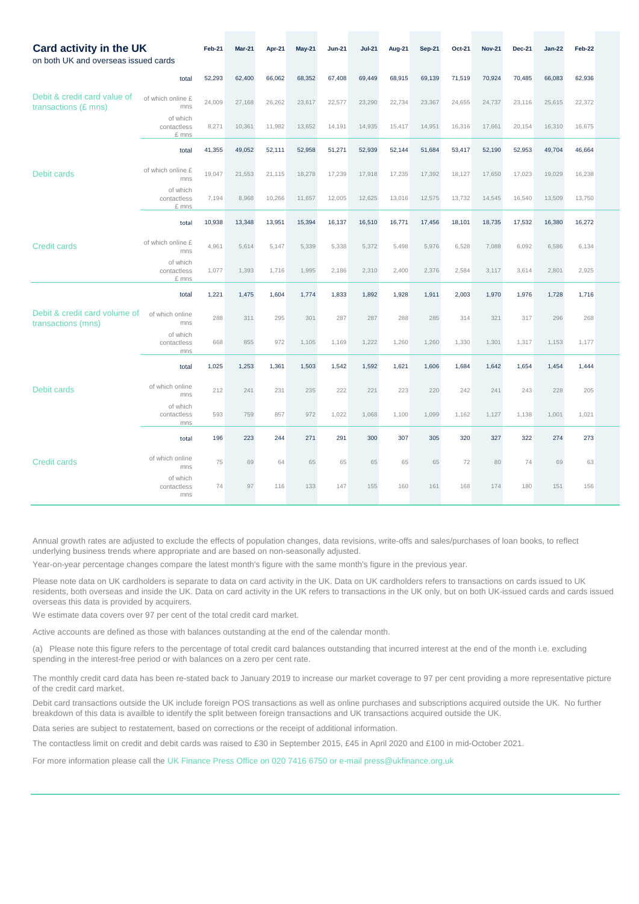## Card activity in the UK

on both UK and overseas issued cards

| | | Feb-21 | Mar-21 | Apr-21 | May-21 | Jun-21 | Jul-21 | Aug-21 | Sep-21 | Oct-21 | Nov-21 | Dec-21 | Jan-22 | Feb-22 |
|---|---|---|---|---|---|---|---|---|---|---|---|---|---|---|
| Debit & credit card value of transactions (£ mns) | total | 52,293 | 62,400 | 66,062 | 68,352 | 67,408 | 69,449 | 68,915 | 69,139 | 71,519 | 70,924 | 70,485 | 66,083 | 62,936 |
| | of which online £ mns | 24,009 | 27,168 | 26,262 | 23,617 | 22,577 | 23,290 | 22,734 | 23,367 | 24,655 | 24,737 | 23,116 | 25,615 | 22,372 |
| | of which contactless £ mns | 8,271 | 10,361 | 11,982 | 13,652 | 14,191 | 14,935 | 15,417 | 14,951 | 16,316 | 17,661 | 20,154 | 16,310 | 16,675 |
| Debit cards | total | 41,355 | 49,052 | 52,111 | 52,958 | 51,271 | 52,939 | 52,144 | 51,684 | 53,417 | 52,190 | 52,953 | 49,704 | 46,664 |
| | of which online £ mns | 19,047 | 21,553 | 21,115 | 18,278 | 17,239 | 17,918 | 17,235 | 17,392 | 18,127 | 17,650 | 17,023 | 19,029 | 16,238 |
| | of which contactless £ mns | 7,194 | 8,968 | 10,266 | 11,657 | 12,005 | 12,625 | 13,016 | 12,575 | 13,732 | 14,545 | 16,540 | 13,509 | 13,750 |
| Credit cards | total | 10,938 | 13,348 | 13,951 | 15,394 | 16,137 | 16,510 | 16,771 | 17,456 | 18,101 | 18,735 | 17,532 | 16,380 | 16,272 |
| | of which online £ mns | 4,961 | 5,614 | 5,147 | 5,339 | 5,338 | 5,372 | 5,498 | 5,976 | 6,528 | 7,088 | 6,092 | 6,586 | 6,134 |
| | of which contactless £ mns | 1,077 | 1,393 | 1,716 | 1,995 | 2,186 | 2,310 | 2,400 | 2,376 | 2,584 | 3,117 | 3,614 | 2,801 | 2,925 |
| Debit & credit card volume of transactions (mns) | total | 1,221 | 1,475 | 1,604 | 1,774 | 1,833 | 1,892 | 1,928 | 1,911 | 2,003 | 1,970 | 1,976 | 1,728 | 1,716 |
| | of which online mns | 288 | 311 | 295 | 301 | 287 | 287 | 288 | 285 | 314 | 321 | 317 | 296 | 268 |
| | of which contactless mns | 668 | 855 | 972 | 1,105 | 1,169 | 1,222 | 1,260 | 1,260 | 1,330 | 1,301 | 1,317 | 1,153 | 1,177 |
| Debit cards | total | 1,025 | 1,253 | 1,361 | 1,503 | 1,542 | 1,592 | 1,621 | 1,606 | 1,684 | 1,642 | 1,654 | 1,454 | 1,444 |
| | of which online mns | 212 | 241 | 231 | 235 | 222 | 221 | 223 | 220 | 242 | 241 | 243 | 228 | 205 |
| | of which contactless mns | 593 | 759 | 857 | 972 | 1,022 | 1,068 | 1,100 | 1,099 | 1,162 | 1,127 | 1,138 | 1,001 | 1,021 |
| Credit cards | total | 196 | 223 | 244 | 271 | 291 | 300 | 307 | 305 | 320 | 327 | 322 | 274 | 273 |
| | of which online mns | 75 | 69 | 64 | 65 | 65 | 65 | 65 | 65 | 72 | 80 | 74 | 69 | 63 |
| | of which contactless mns | 74 | 97 | 116 | 133 | 147 | 155 | 160 | 161 | 168 | 174 | 180 | 151 | 156 |

Annual growth rates are adjusted to exclude the effects of population changes, data revisions, write-offs and sales/purchases of loan books, to reflect underlying business trends where appropriate and are based on non-seasonally adjusted.

Year-on-year percentage changes compare the latest month's figure with the same month's figure in the previous year.

Please note data on UK cardholders is separate to data on card activity in the UK. Data on UK cardholders refers to transactions on cards issued to UK residents, both overseas and inside the UK. Data on card activity in the UK refers to transactions in the UK only, but on both UK-issued cards and cards issued overseas this data is provided by acquirers.

We estimate data covers over 97 per cent of the total credit card market.

Active accounts are defined as those with balances outstanding at the end of the calendar month.

(a) Please note this figure refers to the percentage of total credit card balances outstanding that incurred interest at the end of the month i.e. excluding spending in the interest-free period or with balances on a zero per cent rate.

The monthly credit card data has been re-stated back to January 2019 to increase our market coverage to 97 per cent providing a more representative picture of the credit card market.

Debit card transactions outside the UK include foreign POS transactions as well as online purchases and subscriptions acquired outside the UK. No further breakdown of this data is availble to identify the split between foreign transactions and UK transactions acquired outside the UK.

Data series are subject to restatement, based on corrections or the receipt of additional information.

The contactless limit on credit and debit cards was raised to £30 in September 2015, £45 in April 2020 and £100 in mid-October 2021.

For more information please call the UK Finance Press Office on 020 7416 6750 or e-mail press@ukfinance.org.uk